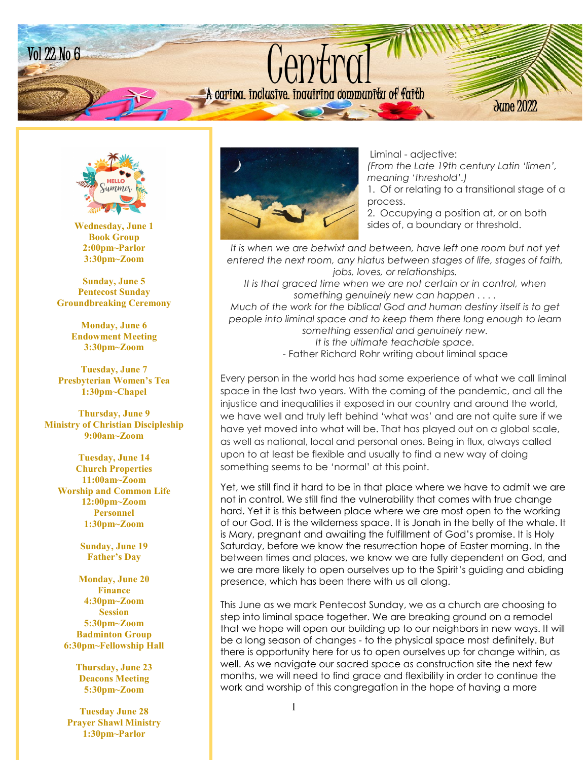# Central

Vol 22 No 6

A caring, inclusive, inquiring community of faith

June 2022

**Wednesday, June 1**
**Book Group**
**2:00pm~Parlor**
**3:30pm~Zoom**

**Sunday, June 5**
**Pentecost Sunday**
**Groundbreaking Ceremony**

**Monday, June 6**
**Endowment Meeting**
**3:30pm~Zoom**

**Tuesday, June 7**
**Presbyterian Women's Tea**
**1:30pm~Chapel**

**Thursday, June 9**
**Ministry of Christian Discipleship**
**9:00am~Zoom**

**Tuesday, June 14**
**Church Properties**
**11:00am~Zoom**
**Worship and Common Life**
**12:00pm~Zoom**
**Personnel**
**1:30pm~Zoom**

**Sunday, June 19**
**Father's Day**

**Monday, June 20**
**Finance**
**4:30pm~Zoom**
**Session**
**5:30pm~Zoom**
**Badminton Group**
**6:30pm~Fellowship Hall**

**Thursday, June 23**
**Deacons Meeting**
**5:30pm~Zoom**

**Tuesday June 28**
**Prayer Shawl Ministry**
**1:30pm~Parlor**

Liminal - adjective:
*(From the Late 19th century Latin 'limen', meaning 'threshold'.)*
1. Of or relating to a transitional stage of a process.
2. Occupying a position at, or on both sides of, a boundary or threshold.

*It is when we are betwixt and between, have left one room but not yet entered the next room, any hiatus between stages of life, stages of faith, jobs, loves, or relationships.*
*It is that graced time when we are not certain or in control, when something genuinely new can happen . . . .*
*Much of the work for the biblical God and human destiny itself is to get people into liminal space and to keep them there long enough to learn something essential and genuinely new.*
*It is the ultimate teachable space.*
- Father Richard Rohr writing about liminal space

Every person in the world has had some experience of what we call liminal space in the last two years. With the coming of the pandemic, and all the injustice and inequalities it exposed in our country and around the world, we have well and truly left behind 'what was' and are not quite sure if we have yet moved into what will be. That has played out on a global scale, as well as national, local and personal ones. Being in flux, always called upon to at least be flexible and usually to find a new way of doing something seems to be 'normal' at this point.

Yet, we still find it hard to be in that place where we have to admit we are not in control. We still find the vulnerability that comes with true change hard. Yet it is this between place where we are most open to the working of our God. It is the wilderness space. It is Jonah in the belly of the whale. It is Mary, pregnant and awaiting the fulfillment of God's promise. It is Holy Saturday, before we know the resurrection hope of Easter morning. In the between times and places, we know we are fully dependent on God, and we are more likely to open ourselves up to the Spirit's guiding and abiding presence, which has been there with us all along.

This June as we mark Pentecost Sunday, we as a church are choosing to step into liminal space together. We are breaking ground on a remodel that we hope will open our building up to our neighbors in new ways. It will be a long season of changes - to the physical space most definitely. But there is opportunity here for us to open ourselves up for change within, as well. As we navigate our sacred space as construction site the next few months, we will need to find grace and flexibility in order to continue the work and worship of this congregation in the hope of having a more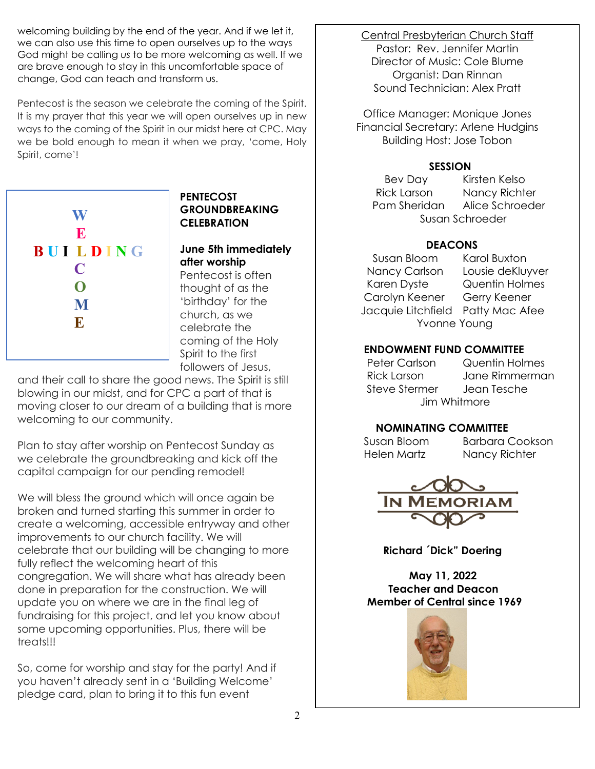welcoming building by the end of the year. And if we let it, we can also use this time to open ourselves up to the ways God might be calling *us* to be more welcoming as well. If we are brave enough to stay in this uncomfortable space of change, God can teach and transform us.

Pentecost is the season we celebrate the coming of the Spirit. It is my prayer that this year we will open ourselves up in new ways to the coming of the Spirit in our midst here at CPC. May we be bold enough to mean it when we pray, 'come, Holy Spirit, come'!

W
E
BUILDING
C
O
M
E

## PENTECOST GROUNDBREAKING CELEBRATION

**June 5th immediately after worship**

Pentecost is often thought of as the 'birthday' for the church, as we celebrate the coming of the Holy Spirit to the first followers of Jesus, and their call to share the good news. The Spirit is still blowing in our midst, and for CPC a part of that is moving closer to our dream of a building that is more welcoming to our community.

Plan to stay after worship on Pentecost Sunday as we celebrate the groundbreaking and kick off the capital campaign for our pending remodel!

We will bless the ground which will once again be broken and turned starting this summer in order to create a welcoming, accessible entryway and other improvements to our church facility. We will celebrate that our building will be changing to more fully reflect the welcoming heart of this congregation. We will share what has already been done in preparation for the construction. We will update you on where we are in the final leg of fundraising for this project, and let you know about some upcoming opportunities. Plus, there will be treats!!!

So, come for worship and stay for the party! And if you haven't already sent in a 'Building Welcome' pledge card, plan to bring it to this fun event

Central Presbyterian Church Staff
Pastor: Rev. Jennifer Martin
Director of Music: Cole Blume
Organist: Dan Rinnan
Sound Technician: Alex Pratt

Office Manager: Monique Jones
Financial Secretary: Arlene Hudgins
Building Host: Jose Tobon

**SESSION**

Bev Day, Kirsten Kelso
Rick Larson, Nancy Richter
Pam Sheridan, Alice Schroeder
Susan Schroeder

**DEACONS**

Susan Bloom, Karol Buxton
Nancy Carlson, Lousie deKluyver
Karen Dyste, Quentin Holmes
Carolyn Keener, Gerry Keener
Jacquie Litchfield, Patty Mac Afee
Yvonne Young

**ENDOWMENT FUND COMMITTEE**

Peter Carlson, Quentin Holmes
Rick Larson, Jane Rimmerman
Steve Stermer, Jean Tesche
Jim Whitmore

**NOMINATING COMMITTEE**

Susan Bloom, Barbara Cookson
Helen Martz, Nancy Richter

IN MEMORIAM

**Richard ´Dick" Doering**

**May 11, 2022**
**Teacher and Deacon**
**Member of Central since 1969**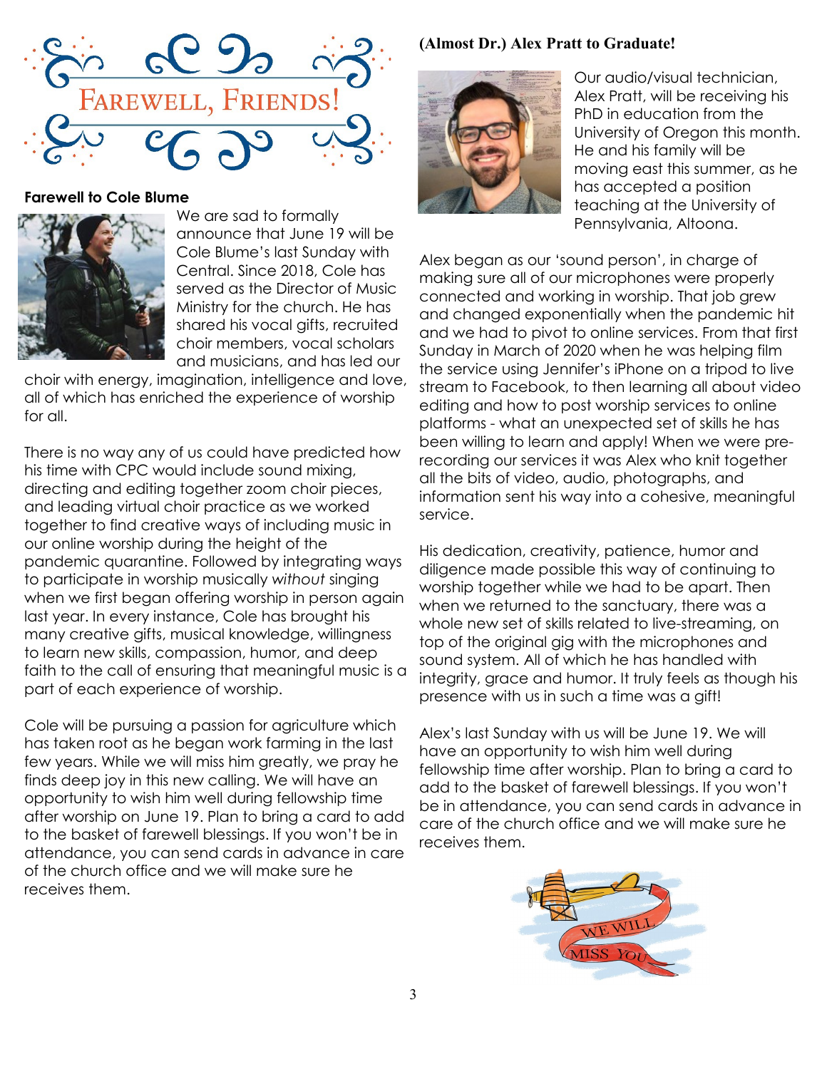# Farewell, Friends!

### Farewell to Cole Blume

We are sad to formally announce that June 19 will be Cole Blume's last Sunday with Central. Since 2018, Cole has served as the Director of Music Ministry for the church. He has shared his vocal gifts, recruited choir members, vocal scholars and musicians, and has led our choir with energy, imagination, intelligence and love, all of which has enriched the experience of worship for all.

There is no way any of us could have predicted how his time with CPC would include sound mixing, directing and editing together zoom choir pieces, and leading virtual choir practice as we worked together to find creative ways of including music in our online worship during the height of the pandemic quarantine. Followed by integrating ways to participate in worship musically *without* singing when we first began offering worship in person again last year. In every instance, Cole has brought his many creative gifts, musical knowledge, willingness to learn new skills, compassion, humor, and deep faith to the call of ensuring that meaningful music is a part of each experience of worship.

Cole will be pursuing a passion for agriculture which has taken root as he began work farming in the last few years. While we will miss him greatly, we pray he finds deep joy in this new calling. We will have an opportunity to wish him well during fellowship time after worship on June 19. Plan to bring a card to add to the basket of farewell blessings. If you won't be in attendance, you can send cards in advance in care of the church office and we will make sure he receives them.

### (Almost Dr.) Alex Pratt to Graduate!

Our audio/visual technician, Alex Pratt, will be receiving his PhD in education from the University of Oregon this month. He and his family will be moving east this summer, as he has accepted a position teaching at the University of Pennsylvania, Altoona.

Alex began as our 'sound person', in charge of making sure all of our microphones were properly connected and working in worship. That job grew and changed exponentially when the pandemic hit and we had to pivot to online services. From that first Sunday in March of 2020 when he was helping film the service using Jennifer's iPhone on a tripod to live stream to Facebook, to then learning all about video editing and how to post worship services to online platforms - what an unexpected set of skills he has been willing to learn and apply! When we were pre-recording our services it was Alex who knit together all the bits of video, audio, photographs, and information sent his way into a cohesive, meaningful service.

His dedication, creativity, patience, humor and diligence made possible this way of continuing to worship together while we had to be apart. Then when we returned to the sanctuary, there was a whole new set of skills related to live-streaming, on top of the original gig with the microphones and sound system. All of which he has handled with integrity, grace and humor. It truly feels as though his presence with us in such a time was a gift!

Alex's last Sunday with us will be June 19. We will have an opportunity to wish him well during fellowship time after worship. Plan to bring a card to add to the basket of farewell blessings. If you won't be in attendance, you can send cards in advance in care of the church office and we will make sure he receives them.

WE WILL MISS YOU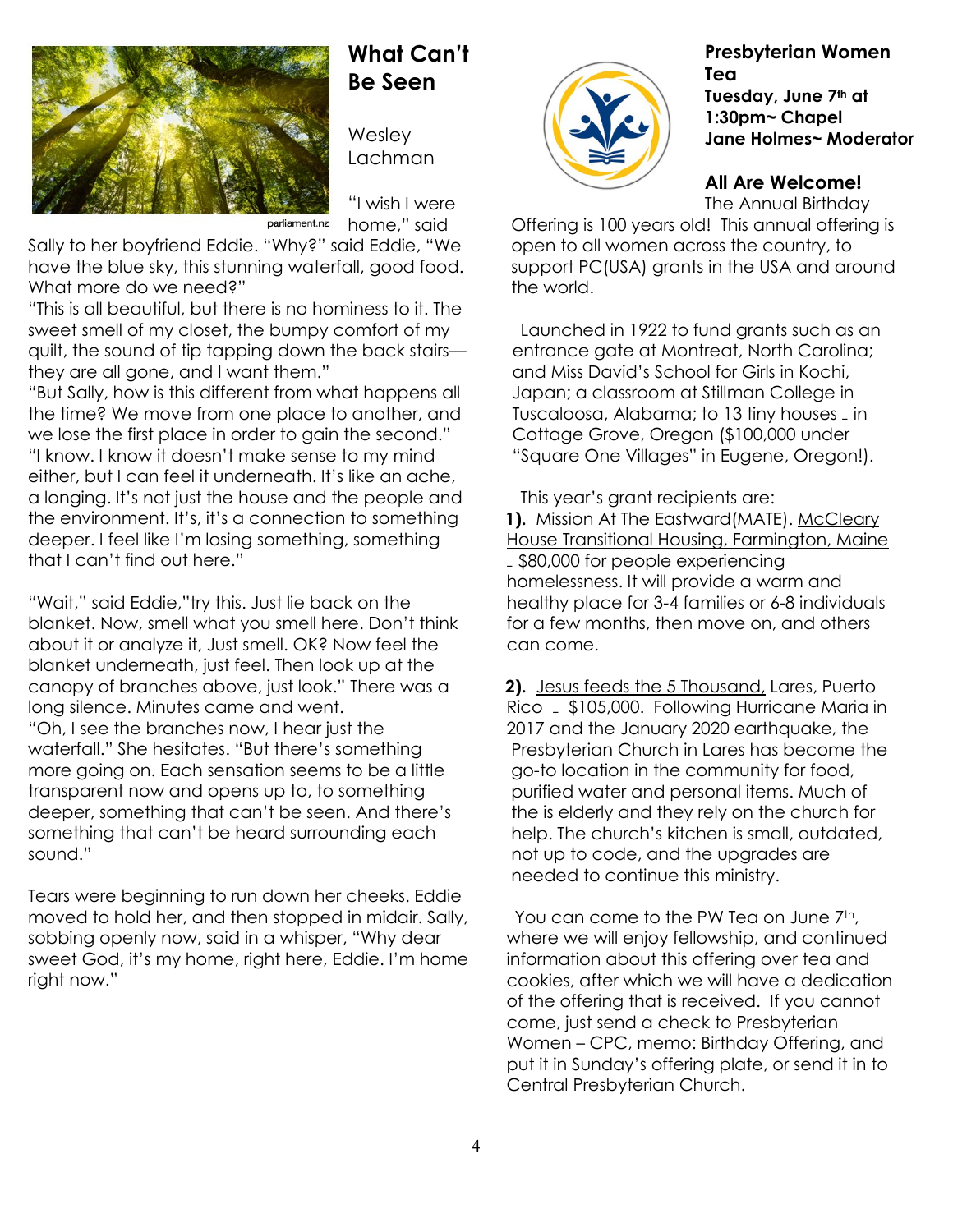## What Can't Be Seen

Wesley Lachman

parliament.nz

"I wish I were home," said Sally to her boyfriend Eddie. "Why?" said Eddie, "We have the blue sky, this stunning waterfall, good food. What more do we need?"

"This is all beautiful, but there is no hominess to it. The sweet smell of my closet, the bumpy comfort of my quilt, the sound of tip tapping down the back stairs—they are all gone, and I want them."

"But Sally, how is this different from what happens all the time? We move from one place to another, and we lose the first place in order to gain the second."

"I know. I know it doesn't make sense to my mind either, but I can feel it underneath. It's like an ache, a longing. It's not just the house and the people and the environment. It's, it's a connection to something deeper. I feel like I'm losing something, something that I can't find out here."

"Wait," said Eddie,"try this. Just lie back on the blanket. Now, smell what you smell here. Don't think about it or analyze it, Just smell. OK? Now feel the blanket underneath, just feel. Then look up at the canopy of branches above, just look." There was a long silence. Minutes came and went.

"Oh, I see the branches now, I hear just the waterfall." She hesitates. "But there's something more going on. Each sensation seems to be a little transparent now and opens up to, to something deeper, something that can't be seen. And there's something that can't be heard surrounding each sound."

Tears were beginning to run down her cheeks. Eddie moved to hold her, and then stopped in midair. Sally, sobbing openly now, said in a whisper, "Why dear sweet God, it's my home, right here, Eddie. I'm home right now."

## Presbyterian Women Tea

**Tuesday, June 7th at 1:30pm~ Chapel**
**Jane Holmes~ Moderator**

**All Are Welcome!**

The Annual Birthday Offering is 100 years old! This annual offering is open to all women across the country, to support PC(USA) grants in the USA and around the world.

Launched in 1922 to fund grants such as an entrance gate at Montreat, North Carolina; and Miss David's School for Girls in Kochi, Japan; a classroom at Stillman College in Tuscaloosa, Alabama; to 13 tiny houses – in Cottage Grove, Oregon ($100,000 under "Square One Villages" in Eugene, Oregon!).

This year's grant recipients are:

**1).** Mission At The Eastward(MATE). McCleary House Transitional Housing, Farmington, Maine – $80,000 for people experiencing homelessness. It will provide a warm and healthy place for 3-4 families or 6-8 individuals for a few months, then move on, and others can come.

**2).** Jesus feeds the 5 Thousand, Lares, Puerto Rico – $105,000. Following Hurricane Maria in 2017 and the January 2020 earthquake, the Presbyterian Church in Lares has become the go-to location in the community for food, purified water and personal items. Much of the is elderly and they rely on the church for help. The church's kitchen is small, outdated, not up to code, and the upgrades are needed to continue this ministry.

You can come to the PW Tea on June 7th, where we will enjoy fellowship, and continued information about this offering over tea and cookies, after which we will have a dedication of the offering that is received. If you cannot come, just send a check to Presbyterian Women – CPC, memo: Birthday Offering, and put it in Sunday's offering plate, or send it in to Central Presbyterian Church.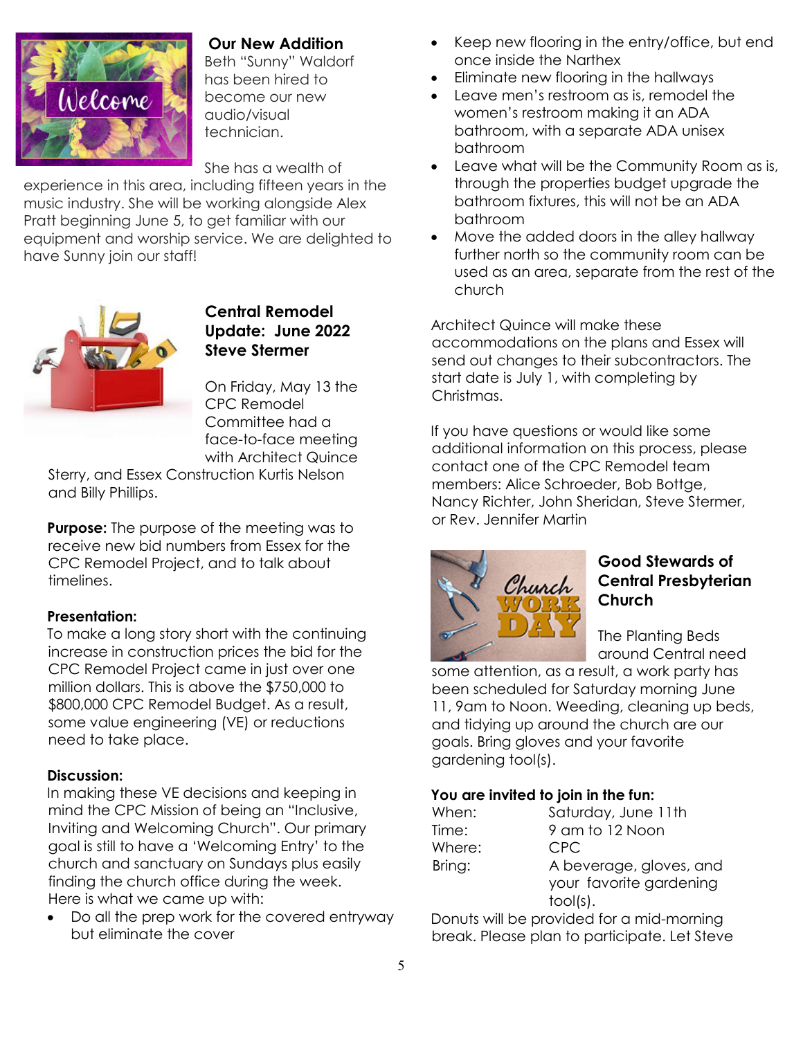## Our New Addition

Beth “Sunny” Waldorf has been hired to become our new audio/visual technician.

She has a wealth of experience in this area, including fifteen years in the music industry. She will be working alongside Alex Pratt beginning June 5, to get familiar with our equipment and worship service. We are delighted to have Sunny join our staff!

## Central Remodel Update: June 2022 Steve Stermer

On Friday, May 13 the CPC Remodel Committee had a face-to-face meeting with Architect Quince Sterry, and Essex Construction Kurtis Nelson and Billy Phillips.

**Purpose:** The purpose of the meeting was to receive new bid numbers from Essex for the CPC Remodel Project, and to talk about timelines.

**Presentation:**
To make a long story short with the continuing increase in construction prices the bid for the CPC Remodel Project came in just over one million dollars. This is above the $750,000 to $800,000 CPC Remodel Budget. As a result, some value engineering (VE) or reductions need to take place.

**Discussion:**
In making these VE decisions and keeping in mind the CPC Mission of being an “Inclusive, Inviting and Welcoming Church”. Our primary goal is still to have a ‘Welcoming Entry’ to the church and sanctuary on Sundays plus easily finding the church office during the week. Here is what we came up with:

- Do all the prep work for the covered entryway but eliminate the cover
- Keep new flooring in the entry/office, but end once inside the Narthex
- Eliminate new flooring in the hallways
- Leave men’s restroom as is, remodel the women’s restroom making it an ADA bathroom, with a separate ADA unisex bathroom
- Leave what will be the Community Room as is, through the properties budget upgrade the bathroom fixtures, this will not be an ADA bathroom
- Move the added doors in the alley hallway further north so the community room can be used as an area, separate from the rest of the church

Architect Quince will make these accommodations on the plans and Essex will send out changes to their subcontractors. The start date is July 1, with completing by Christmas.

If you have questions or would like some additional information on this process, please contact one of the CPC Remodel team members: Alice Schroeder, Bob Bottge, Nancy Richter, John Sheridan, Steve Stermer, or Rev. Jennifer Martin

## Good Stewards of Central Presbyterian Church

The Planting Beds around Central need some attention, as a result, a work party has been scheduled for Saturday morning June 11, 9am to Noon. Weeding, cleaning up beds, and tidying up around the church are our goals. Bring gloves and your favorite gardening tool(s).

**You are invited to join in the fun:**

| | |
|---|---|
| When: | Saturday, June 11th |
| Time: | 9 am to 12 Noon |
| Where: | CPC |
| Bring: | A beverage, gloves, and your favorite gardening tool(s). |

Donuts will be provided for a mid-morning break. Please plan to participate. Let Steve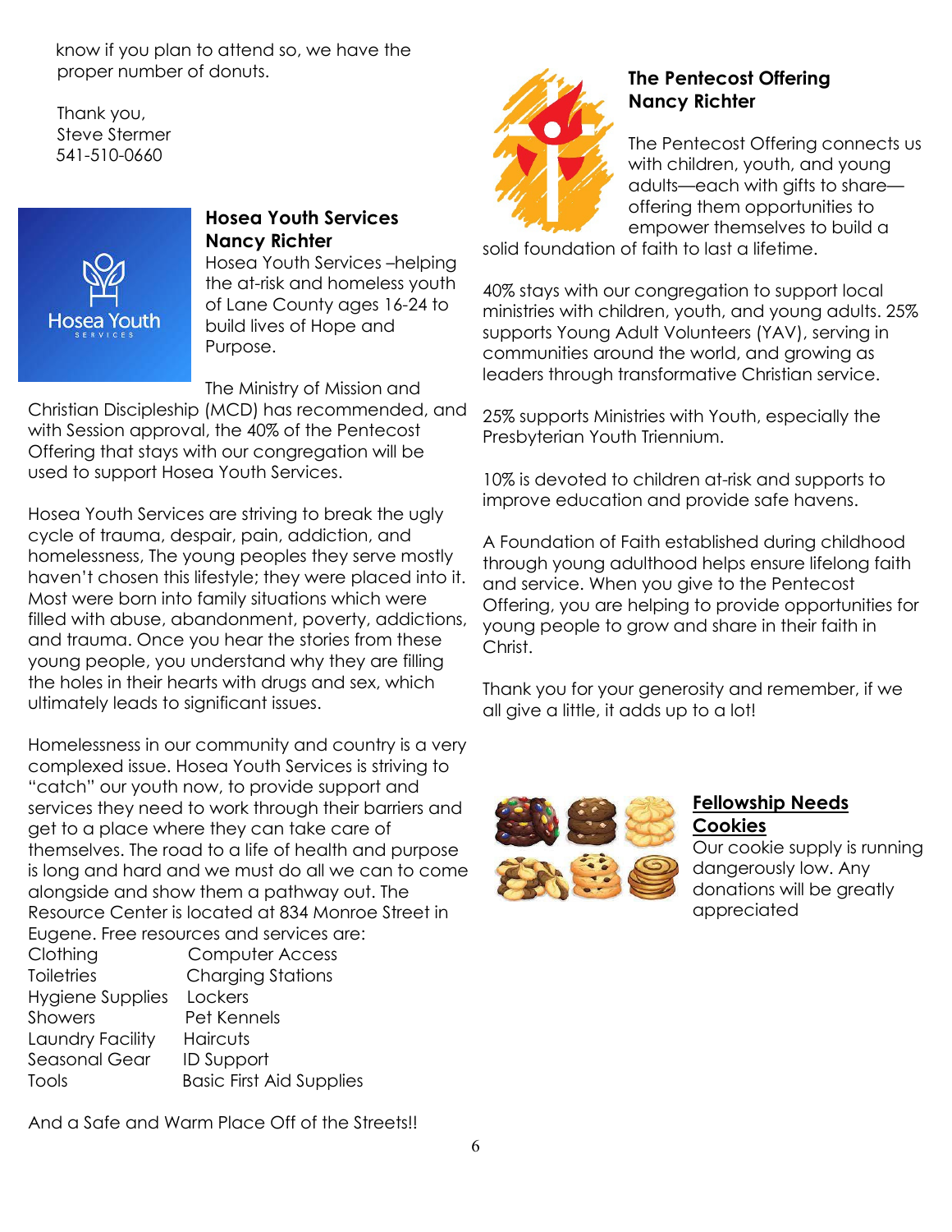know if you plan to attend so, we have the proper number of donuts.

Thank you,
Steve Stermer
541-510-0660

**Hosea Youth Services**
**Nancy Richter**

Hosea Youth Services –helping the at-risk and homeless youth of Lane County ages 16-24 to build lives of Hope and Purpose.

The Ministry of Mission and Christian Discipleship (MCD) has recommended, and with Session approval, the 40% of the Pentecost Offering that stays with our congregation will be used to support Hosea Youth Services.

Hosea Youth Services are striving to break the ugly cycle of trauma, despair, pain, addiction, and homelessness, The young peoples they serve mostly haven't chosen this lifestyle; they were placed into it. Most were born into family situations which were filled with abuse, abandonment, poverty, addictions, and trauma. Once you hear the stories from these young people, you understand why they are filling the holes in their hearts with drugs and sex, which ultimately leads to significant issues.

Homelessness in our community and country is a very complexed issue. Hosea Youth Services is striving to "catch" our youth now, to provide support and services they need to work through their barriers and get to a place where they can take care of themselves. The road to a life of health and purpose is long and hard and we must do all we can to come alongside and show them a pathway out. The Resource Center is located at 834 Monroe Street in Eugene. Free resources and services are:

| | |
|---|---|
| Clothing | Computer Access |
| Toiletries | Charging Stations |
| Hygiene Supplies | Lockers |
| Showers | Pet Kennels |
| Laundry Facility | Haircuts |
| Seasonal Gear | ID Support |
| Tools | Basic First Aid Supplies |

And a Safe and Warm Place Off of the Streets!!

**The Pentecost Offering**
**Nancy Richter**

The Pentecost Offering connects us with children, youth, and young adults—each with gifts to share—offering them opportunities to empower themselves to build a solid foundation of faith to last a lifetime.

40% stays with our congregation to support local ministries with children, youth, and young adults. 25% supports Young Adult Volunteers (YAV), serving in communities around the world, and growing as leaders through transformative Christian service.

25% supports Ministries with Youth, especially the Presbyterian Youth Triennium.

10% is devoted to children at-risk and supports to improve education and provide safe havens.

A Foundation of Faith established during childhood through young adulthood helps ensure lifelong faith and service. When you give to the Pentecost Offering, you are helping to provide opportunities for young people to grow and share in their faith in Christ.

Thank you for your generosity and remember, if we all give a little, it adds up to a lot!

**Fellowship Needs Cookies**

Our cookie supply is running dangerously low. Any donations will be greatly appreciated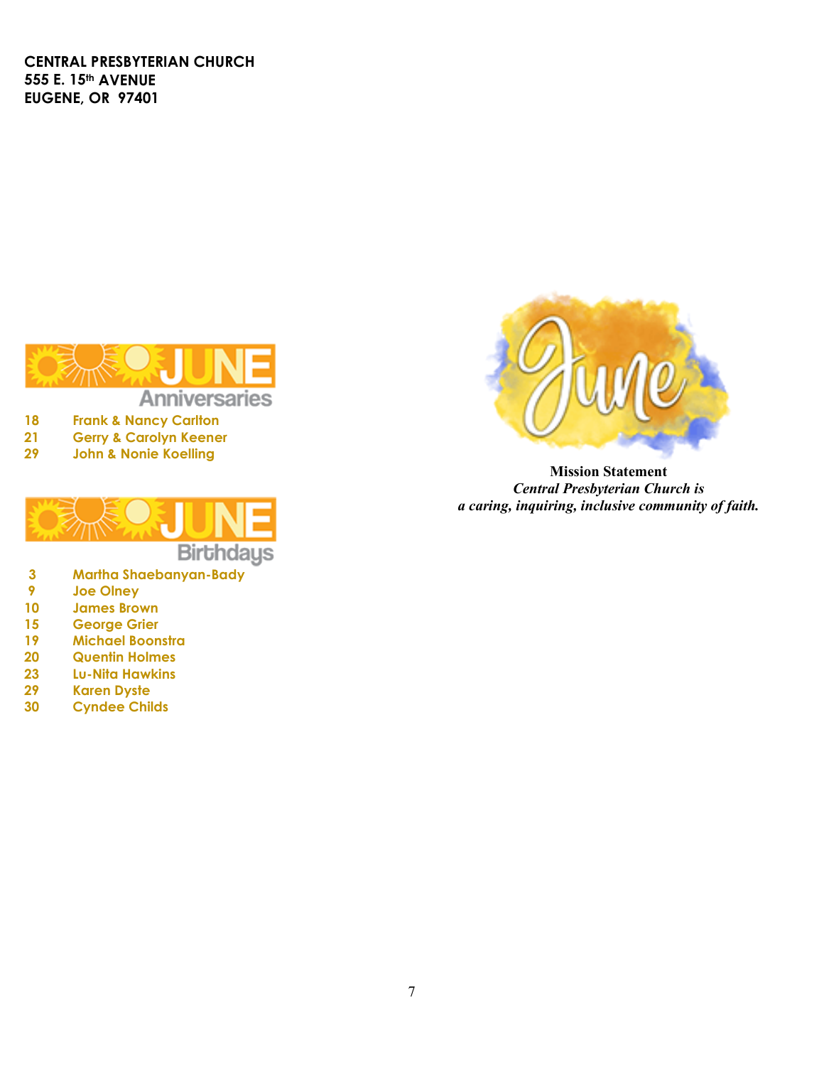**CENTRAL PRESBYTERIAN CHURCH**
**555 E. 15th AVENUE**
**EUGENE, OR 97401**

## JUNE Anniversaries

18 Frank & Nancy Carlton
21 Gerry & Carolyn Keener
29 John & Nonie Koelling

## JUNE Birthdays

3 Martha Shaebanyan-Bady
9 Joe Olney
10 James Brown
15 George Grier
19 Michael Boonstra
20 Quentin Holmes
23 Lu-Nita Hawkins
29 Karen Dyste
30 Cyndee Childs

June

**Mission Statement**
***Central Presbyterian Church is***
***a caring, inquiring, inclusive community of faith.***